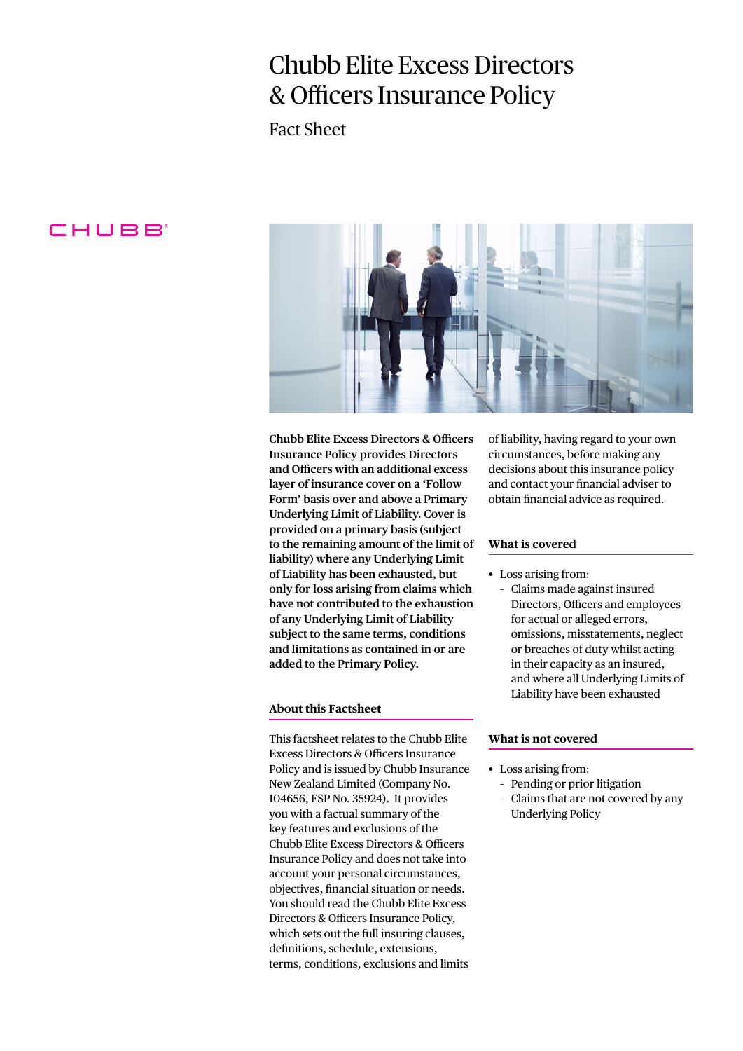# Chubb Elite Excess Directors & Officers Insurance Policy

## Fact Sheet

CHUBB

**Chubb Elite Excess Directors & Officers Insurance Policy provides Directors and Officers with an additional excess layer of insurance cover on a 'Follow Form' basis over and above a Primary Underlying Limit of Liability. Cover is provided on a primary basis (subject to the remaining amount of the limit of liability) where any Underlying Limit of Liability has been exhausted, but only for loss arising from claims which have not contributed to the exhaustion of any Underlying Limit of Liability subject to the same terms, conditions and limitations as contained in or are added to the Primary Policy.**

### About this Factsheet

This factsheet relates to the Chubb Elite Excess Directors & Officers Insurance Policy and is issued by Chubb Insurance New Zealand Limited (Company No. 104656, FSP No. 35924). It provides you with a factual summary of the key features and exclusions of the Chubb Elite Excess Directors & Officers Insurance Policy and does not take into account your personal circumstances, objectives, financial situation or needs. You should read the Chubb Elite Excess Directors & Officers Insurance Policy, which sets out the full insuring clauses, definitions, schedule, extensions, terms, conditions, exclusions and limits of liability, having regard to your own circumstances, before making any decisions about this insurance policy and contact your financial adviser to obtain financial advice as required.

### What is covered

- Loss arising from:
  - Claims made against insured Directors, Officers and employees for actual or alleged errors, omissions, misstatements, neglect or breaches of duty whilst acting in their capacity as an insured, and where all Underlying Limits of Liability have been exhausted

### What is not covered

- Loss arising from:
  - Pending or prior litigation
  - Claims that are not covered by any Underlying Policy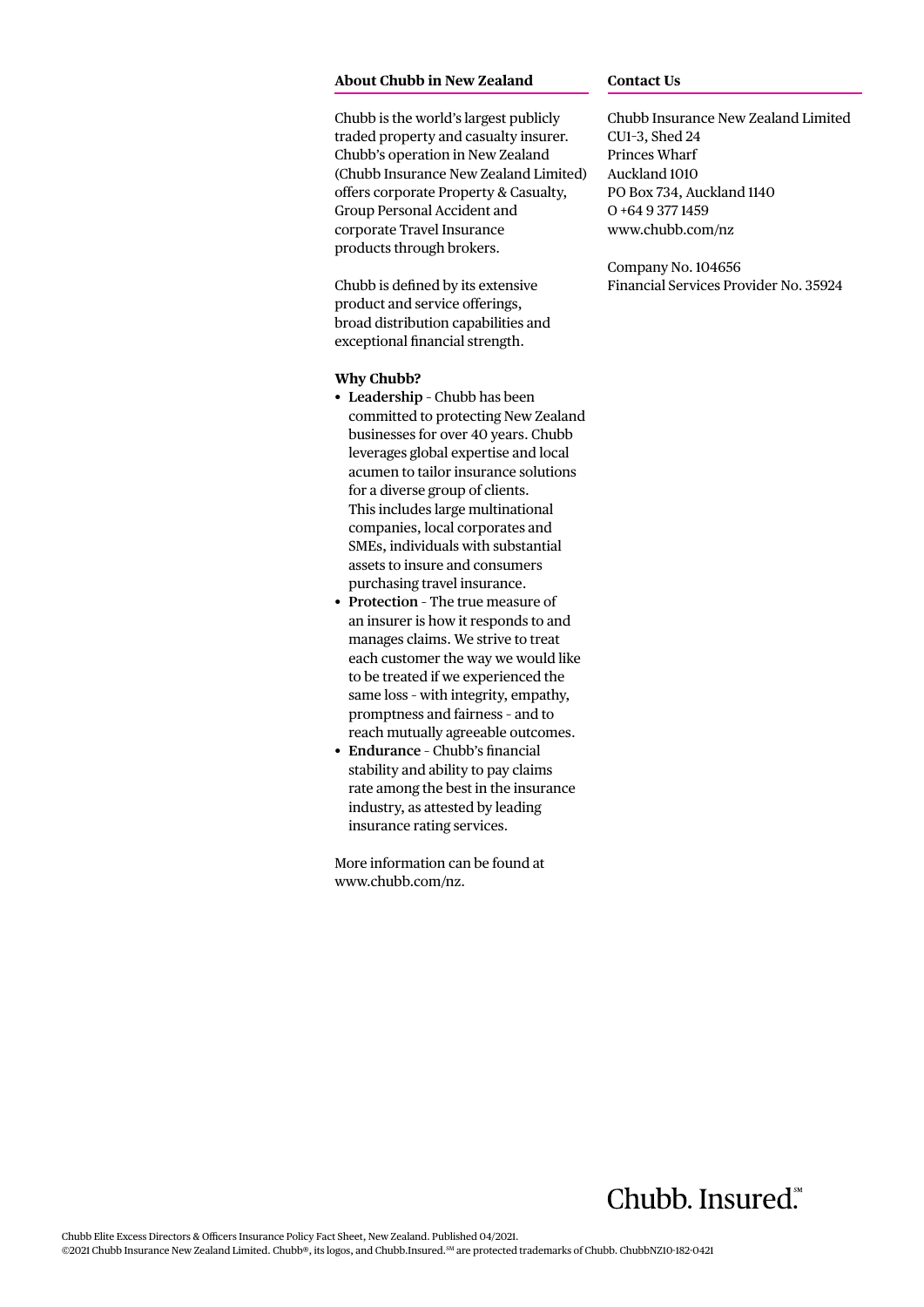## About Chubb in New Zealand

Chubb is the world's largest publicly traded property and casualty insurer. Chubb's operation in New Zealand (Chubb Insurance New Zealand Limited) offers corporate Property & Casualty, Group Personal Accident and corporate Travel Insurance products through brokers.

Chubb is defined by its extensive product and service offerings, broad distribution capabilities and exceptional financial strength.

### Why Chubb?

- **Leadership** – Chubb has been committed to protecting New Zealand businesses for over 40 years. Chubb leverages global expertise and local acumen to tailor insurance solutions for a diverse group of clients. This includes large multinational companies, local corporates and SMEs, individuals with substantial assets to insure and consumers purchasing travel insurance.
- **Protection** – The true measure of an insurer is how it responds to and manages claims. We strive to treat each customer the way we would like to be treated if we experienced the same loss – with integrity, empathy, promptness and fairness – and to reach mutually agreeable outcomes.
- **Endurance** – Chubb's financial stability and ability to pay claims rate among the best in the insurance industry, as attested by leading insurance rating services.

More information can be found at www.chubb.com/nz.

## Contact Us

Chubb Insurance New Zealand Limited
CU1-3, Shed 24
Princes Wharf
Auckland 1010
PO Box 734, Auckland 1140
O +64 9 377 1459
www.chubb.com/nz

Company No. 104656
Financial Services Provider No. 35924

Chubb. Insured.℠

Chubb Elite Excess Directors & Officers Insurance Policy Fact Sheet, New Zealand. Published 04/2021.
©2021 Chubb Insurance New Zealand Limited. Chubb®, its logos, and Chubb.Insured.℠ are protected trademarks of Chubb. ChubbNZ10-182-0421